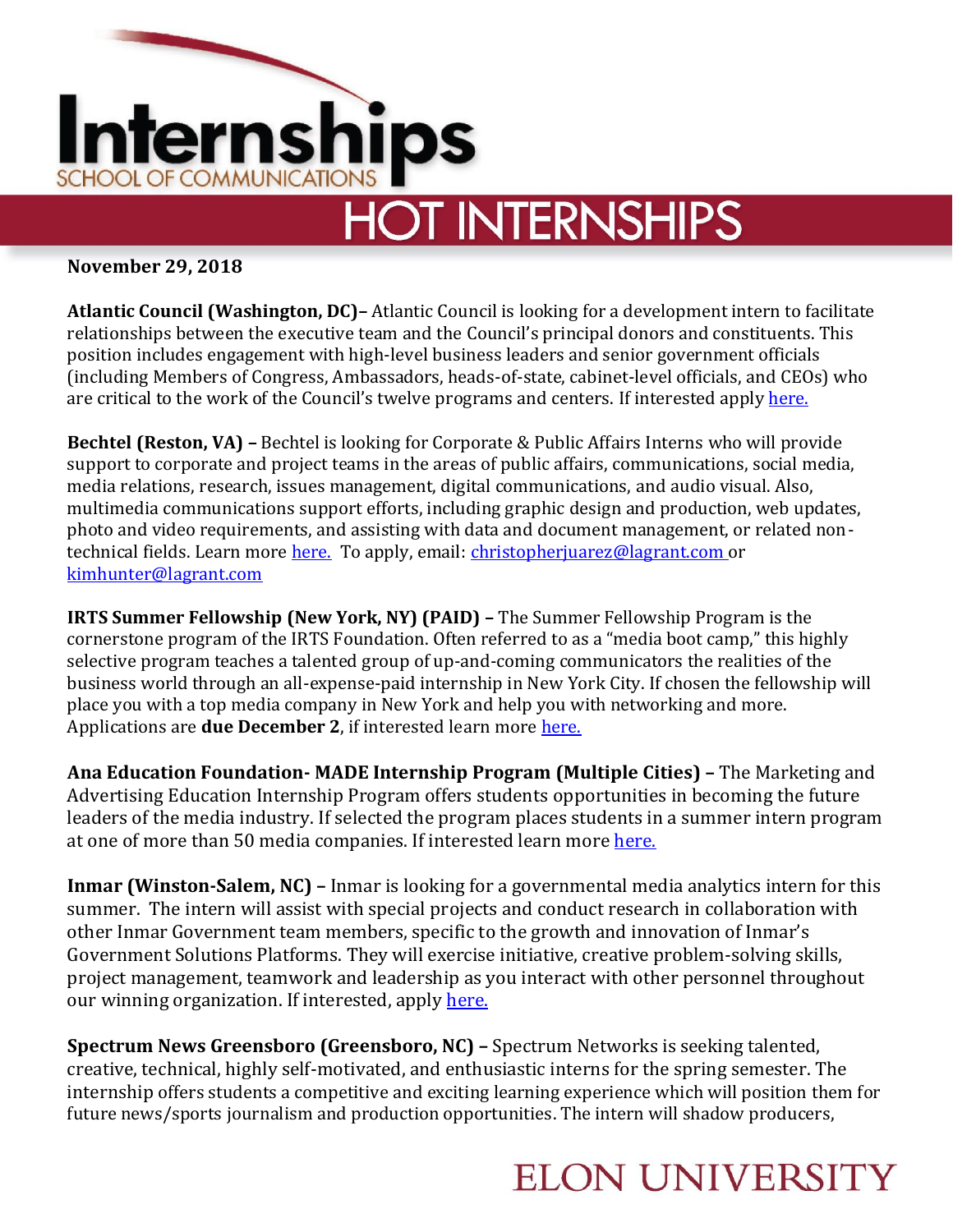# Internships

SCHOOL OF COMMUNICATIONS

## HOT INTERNSHIPS

**November 29, 2018**

**Atlantic Council (Washington, DC)–** Atlantic Council is looking for a development intern to facilitate relationships between the executive team and the Council's principal donors and constituents. This position includes engagement with high-level business leaders and senior government officials (including Members of Congress, Ambassadors, heads-of-state, cabinet-level officials, and CEOs) who are critical to the work of the Council's twelve programs and centers. If interested apply here.

**Bechtel (Reston, VA) –** Bechtel is looking for Corporate & Public Affairs Interns who will provide support to corporate and project teams in the areas of public affairs, communications, social media, media relations, research, issues management, digital communications, and audio visual. Also, multimedia communications support efforts, including graphic design and production, web updates, photo and video requirements, and assisting with data and document management, or related non-technical fields. Learn more here. To apply, email: christopherjuarez@lagrant.com or kimhunter@lagrant.com

**IRTS Summer Fellowship (New York, NY) (PAID) –** The Summer Fellowship Program is the cornerstone program of the IRTS Foundation. Often referred to as a "media boot camp," this highly selective program teaches a talented group of up-and-coming communicators the realities of the business world through an all-expense-paid internship in New York City. If chosen the fellowship will place you with a top media company in New York and help you with networking and more. Applications are **due December 2**, if interested learn more here.

**Ana Education Foundation- MADE Internship Program (Multiple Cities) –** The Marketing and Advertising Education Internship Program offers students opportunities in becoming the future leaders of the media industry. If selected the program places students in a summer intern program at one of more than 50 media companies. If interested learn more here.

**Inmar (Winston-Salem, NC) –** Inmar is looking for a governmental media analytics intern for this summer. The intern will assist with special projects and conduct research in collaboration with other Inmar Government team members, specific to the growth and innovation of Inmar's Government Solutions Platforms. They will exercise initiative, creative problem-solving skills, project management, teamwork and leadership as you interact with other personnel throughout our winning organization. If interested, apply here.

**Spectrum News Greensboro (Greensboro, NC) –** Spectrum Networks is seeking talented, creative, technical, highly self-motivated, and enthusiastic interns for the spring semester. The internship offers students a competitive and exciting learning experience which will position them for future news/sports journalism and production opportunities. The intern will shadow producers,

ELON UNIVERSITY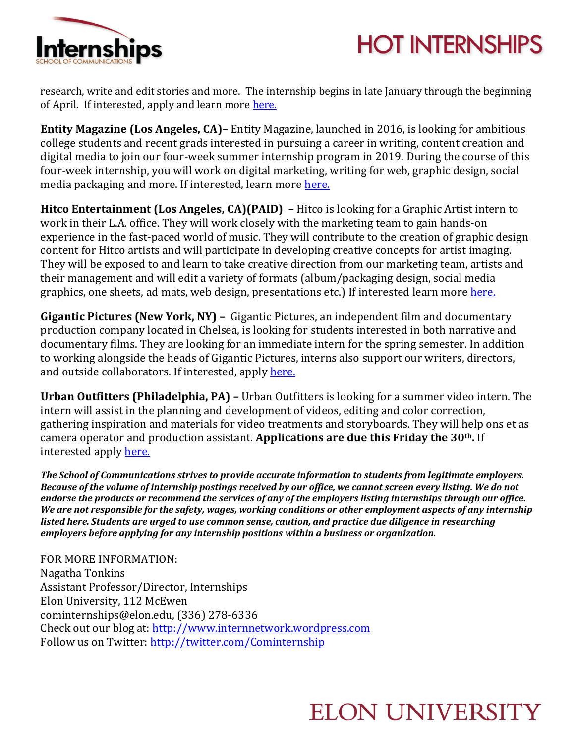research, write and edit stories and more. The internship begins in late January through the beginning of April. If interested, apply and learn more here.

**Entity Magazine (Los Angeles, CA)–** Entity Magazine, launched in 2016, is looking for ambitious college students and recent grads interested in pursuing a career in writing, content creation and digital media to join our four-week summer internship program in 2019. During the course of this four-week internship, you will work on digital marketing, writing for web, graphic design, social media packaging and more. If interested, learn more here.

**Hitco Entertainment (Los Angeles, CA)(PAID) –** Hitco is looking for a Graphic Artist intern to work in their L.A. office. They will work closely with the marketing team to gain hands-on experience in the fast-paced world of music. They will contribute to the creation of graphic design content for Hitco artists and will participate in developing creative concepts for artist imaging. They will be exposed to and learn to take creative direction from our marketing team, artists and their management and will edit a variety of formats (album/packaging design, social media graphics, one sheets, ad mats, web design, presentations etc.) If interested learn more here.

**Gigantic Pictures (New York, NY) –** Gigantic Pictures, an independent film and documentary production company located in Chelsea, is looking for students interested in both narrative and documentary films. They are looking for an immediate intern for the spring semester. In addition to working alongside the heads of Gigantic Pictures, interns also support our writers, directors, and outside collaborators. If interested, apply here.

**Urban Outfitters (Philadelphia, PA) –** Urban Outfitters is looking for a summer video intern. The intern will assist in the planning and development of videos, editing and color correction, gathering inspiration and materials for video treatments and storyboards. They will help ons et as camera operator and production assistant. **Applications are due this Friday the 30th.** If interested apply here.

***The School of Communications strives to provide accurate information to students from legitimate employers. Because of the volume of internship postings received by our office, we cannot screen every listing. We do not endorse the products or recommend the services of any of the employers listing internships through our office. We are not responsible for the safety, wages, working conditions or other employment aspects of any internship listed here. Students are urged to use common sense, caution, and practice due diligence in researching employers before applying for any internship positions within a business or organization.***

FOR MORE INFORMATION:
Nagatha Tonkins
Assistant Professor/Director, Internships
Elon University, 112 McEwen
cominternships@elon.edu, (336) 278-6336
Check out our blog at: http://www.internnetwork.wordpress.com
Follow us on Twitter: http://twitter.com/Cominternship